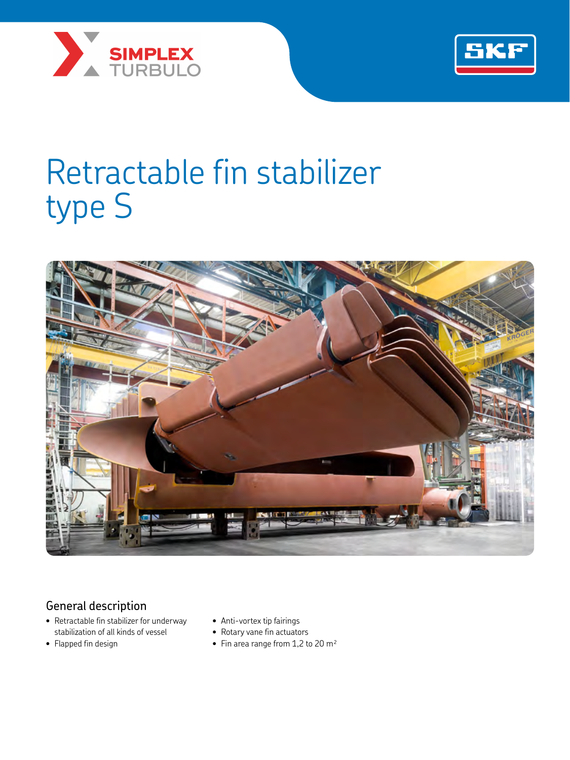# Retractable fin stabilizer type S

## General description

- Retractable fin stabilizer for underway stabilization of all kinds of vessel
- Flapped fin design
- Anti-vortex tip fairings
- Rotary vane fin actuators
- Fin area range from 1,2 to 20 $m^2$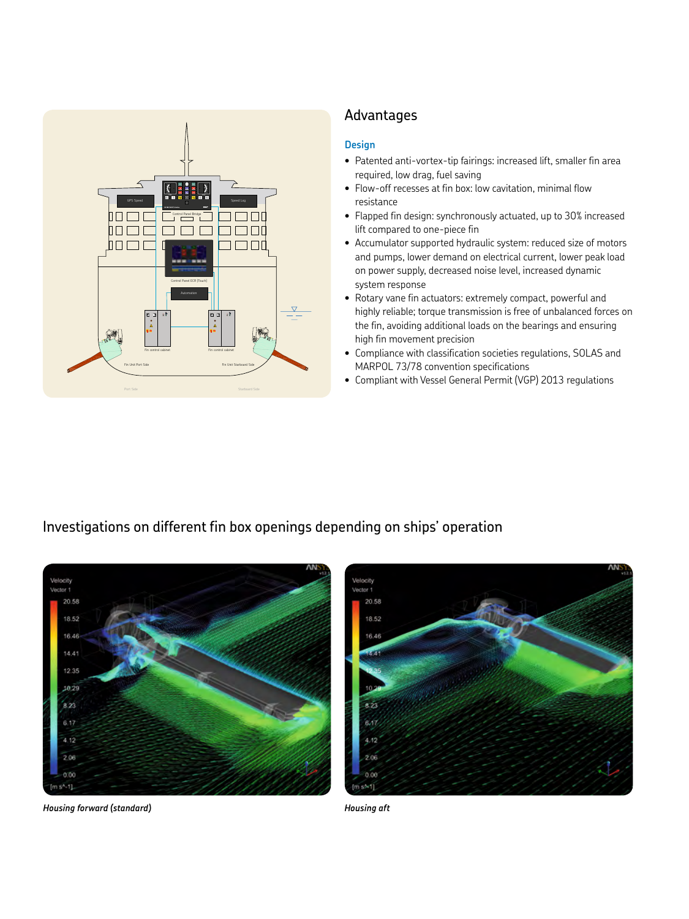## Advantages

### Design

- Patented anti-vortex-tip fairings: increased lift, smaller fin area required, low drag, fuel saving
- Flow-off recesses at fin box: low cavitation, minimal flow resistance
- Flapped fin design: synchronously actuated, up to 30% increased lift compared to one-piece fin
- Accumulator supported hydraulic system: reduced size of motors and pumps, lower demand on electrical current, lower peak load on power supply, decreased noise level, increased dynamic system response
- Rotary vane fin actuators: extremely compact, powerful and highly reliable; torque transmission is free of unbalanced forces on the fin, avoiding additional loads on the bearings and ensuring high fin movement precision
- Compliance with classification societies regulations, SOLAS and MARPOL 73/78 convention specifications
- Compliant with Vessel General Permit (VGP) 2013 regulations

## Investigations on different fin box openings depending on ships' operation

*Housing forward (standard)*

*Housing aft*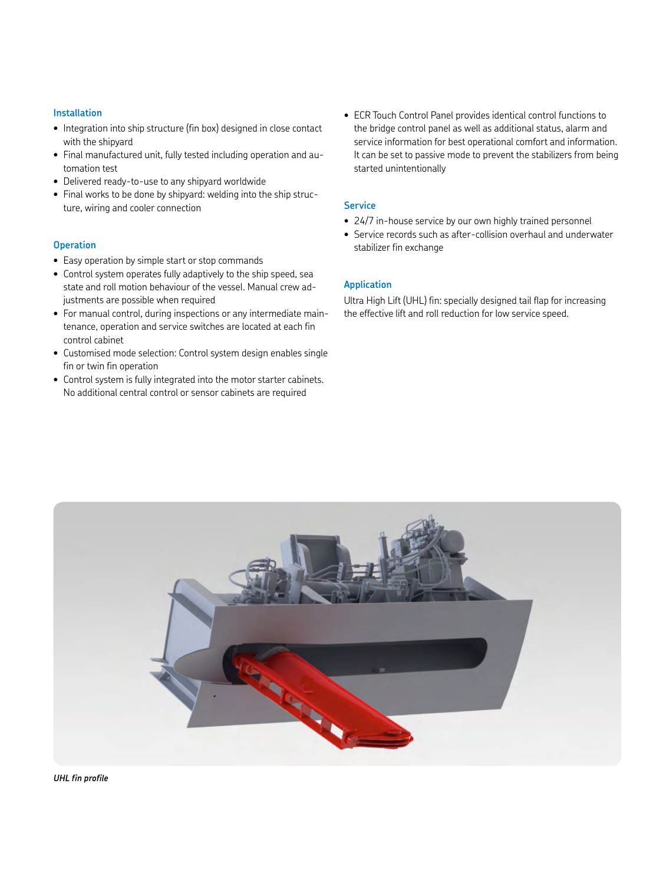## Installation

- Integration into ship structure (fin box) designed in close contact with the shipyard
- Final manufactured unit, fully tested including operation and automation test
- Delivered ready-to-use to any shipyard worldwide
- Final works to be done by shipyard: welding into the ship structure, wiring and cooler connection

## Operation

- Easy operation by simple start or stop commands
- Control system operates fully adaptively to the ship speed, sea state and roll motion behaviour of the vessel. Manual crew adjustments are possible when required
- For manual control, during inspections or any intermediate maintenance, operation and service switches are located at each fin control cabinet
- Customised mode selection: Control system design enables single fin or twin fin operation
- Control system is fully integrated into the motor starter cabinets. No additional central control or sensor cabinets are required
- ECR Touch Control Panel provides identical control functions to the bridge control panel as well as additional status, alarm and service information for best operational comfort and information. It can be set to passive mode to prevent the stabilizers from being started unintentionally

## Service

- 24/7 in-house service by our own highly trained personnel
- Service records such as after-collision overhaul and underwater stabilizer fin exchange

## Application

Ultra High Lift (UHL) fin: specially designed tail flap for increasing the effective lift and roll reduction for low service speed.

*UHL fin profile*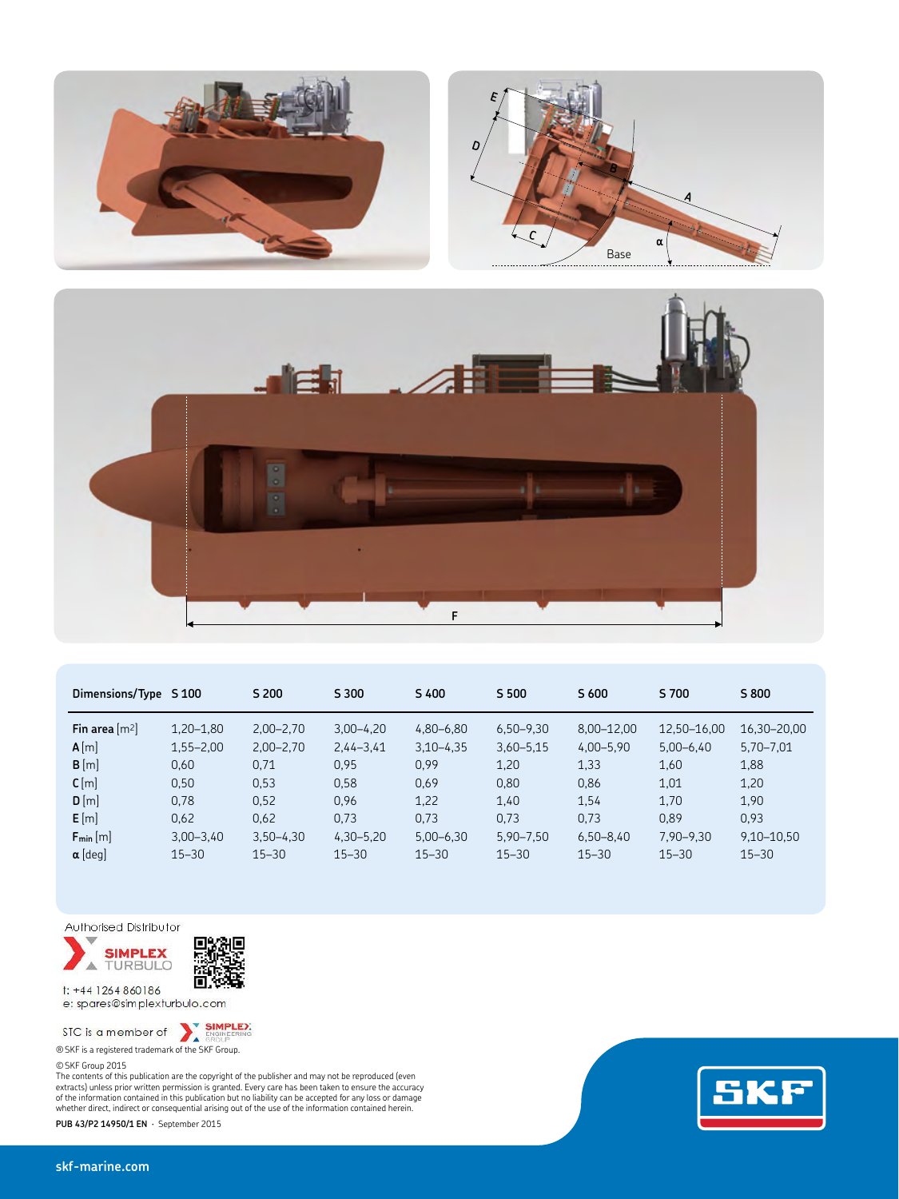E

D

B

A

C

α

Base

F

| Dimensions/Type | S 100 | S 200 | S 300 | S 400 | S 500 | S 600 | S 700 | S 800 |
|---|---|---|---|---|---|---|---|---|
| **Fin area** [m²] | 1,20–1,80 | 2,00–2,70 | 3,00–4,20 | 4,80–6,80 | 6,50–9,30 | 8,00–12,00 | 12,50–16,00 | 16,30–20,00 |
| **A** [m] | 1,55–2,00 | 2,00–2,70 | 2,44–3,41 | 3,10–4,35 | 3,60–5,15 | 4,00–5,90 | 5,00–6,40 | 5,70–7,01 |
| **B** [m] | 0,60 | 0,71 | 0,95 | 0,99 | 1,20 | 1,33 | 1,60 | 1,88 |
| **C** [m] | 0,50 | 0,53 | 0,58 | 0,69 | 0,80 | 0,86 | 1,01 | 1,20 |
| **D** [m] | 0,78 | 0,52 | 0,96 | 1,22 | 1,40 | 1,54 | 1,70 | 1,90 |
| **E** [m] | 0,62 | 0,62 | 0,73 | 0,73 | 0,73 | 0,73 | 0,89 | 0,93 |
| $F_{min}$ [m] | 3,00–3,40 | 3,50–4,30 | 4,30–5,20 | 5,00–6,30 | 5,90–7,50 | 6,50–8,40 | 7,90–9,30 | 9,10–10,50 |
| **α** [deg] | 15–30 | 15–30 | 15–30 | 15–30 | 15–30 | 15–30 | 15–30 | 15–30 |

Authorised Distributor

SIMPLEX TURBULO

t: +44 1264 860186
e: spares@simplexturbulo.com

STC is a member of SIMPLEX ENGINEERING GROUP

® SKF is a registered trademark of the SKF Group.

© SKF Group 2015
The contents of this publication are the copyright of the publisher and may not be reproduced (even extracts) unless prior written permission is granted. Every care has been taken to ensure the accuracy of the information contained in this publication but no liability can be accepted for any loss or damage whether direct, indirect or consequential arising out of the use of the information contained herein.

**PUB 43/P2 14950/1 EN** · September 2015

SKF

**skf-marine.com**